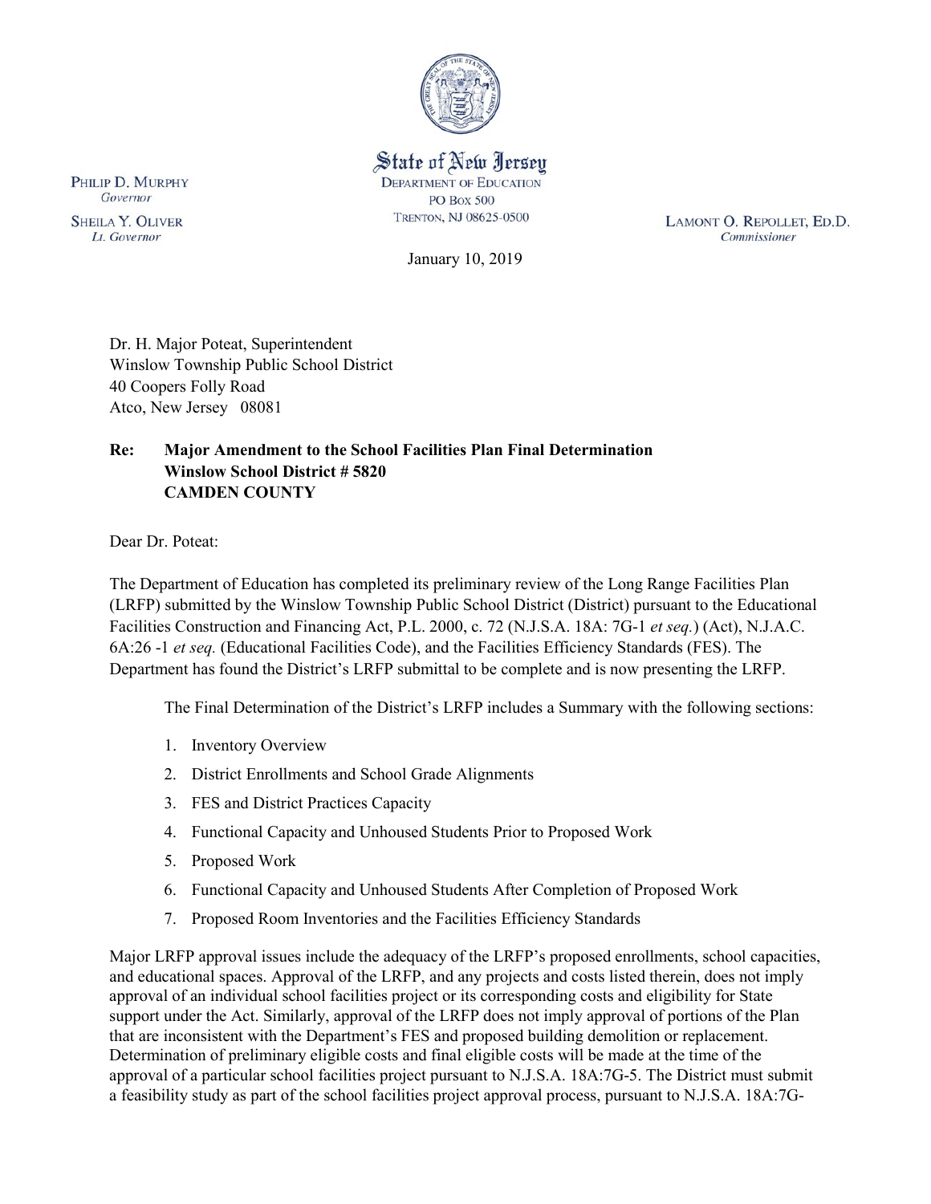State of New Jersey
DEPARTMENT OF EDUCATION
PO Box 500
TRENTON, NJ 08625-0500

PHILIP D. MURPHY
*Governor*

SHEILA Y. OLIVER
*Lt. Governor*

LAMONT O. REPOLLET, ED.D.
*Commissioner*

January 10, 2019

Dr. H. Major Poteat, Superintendent
Winslow Township Public School District
40 Coopers Folly Road
Atco, New Jersey 08081

**Re: Major Amendment to the School Facilities Plan Final Determination**
**Winslow School District # 5820**
**CAMDEN COUNTY**

Dear Dr. Poteat:

The Department of Education has completed its preliminary review of the Long Range Facilities Plan (LRFP) submitted by the Winslow Township Public School District (District) pursuant to the Educational Facilities Construction and Financing Act, P.L. 2000, c. 72 (N.J.S.A. 18A: 7G-1 *et seq.*) (Act), N.J.A.C. 6A:26 -1 *et seq.* (Educational Facilities Code), and the Facilities Efficiency Standards (FES). The Department has found the District's LRFP submittal to be complete and is now presenting the LRFP.

The Final Determination of the District's LRFP includes a Summary with the following sections:

1. Inventory Overview
2. District Enrollments and School Grade Alignments
3. FES and District Practices Capacity
4. Functional Capacity and Unhoused Students Prior to Proposed Work
5. Proposed Work
6. Functional Capacity and Unhoused Students After Completion of Proposed Work
7. Proposed Room Inventories and the Facilities Efficiency Standards

Major LRFP approval issues include the adequacy of the LRFP's proposed enrollments, school capacities, and educational spaces. Approval of the LRFP, and any projects and costs listed therein, does not imply approval of an individual school facilities project or its corresponding costs and eligibility for State support under the Act. Similarly, approval of the LRFP does not imply approval of portions of the Plan that are inconsistent with the Department's FES and proposed building demolition or replacement. Determination of preliminary eligible costs and final eligible costs will be made at the time of the approval of a particular school facilities project pursuant to N.J.S.A. 18A:7G-5. The District must submit a feasibility study as part of the school facilities project approval process, pursuant to N.J.S.A. 18A:7G-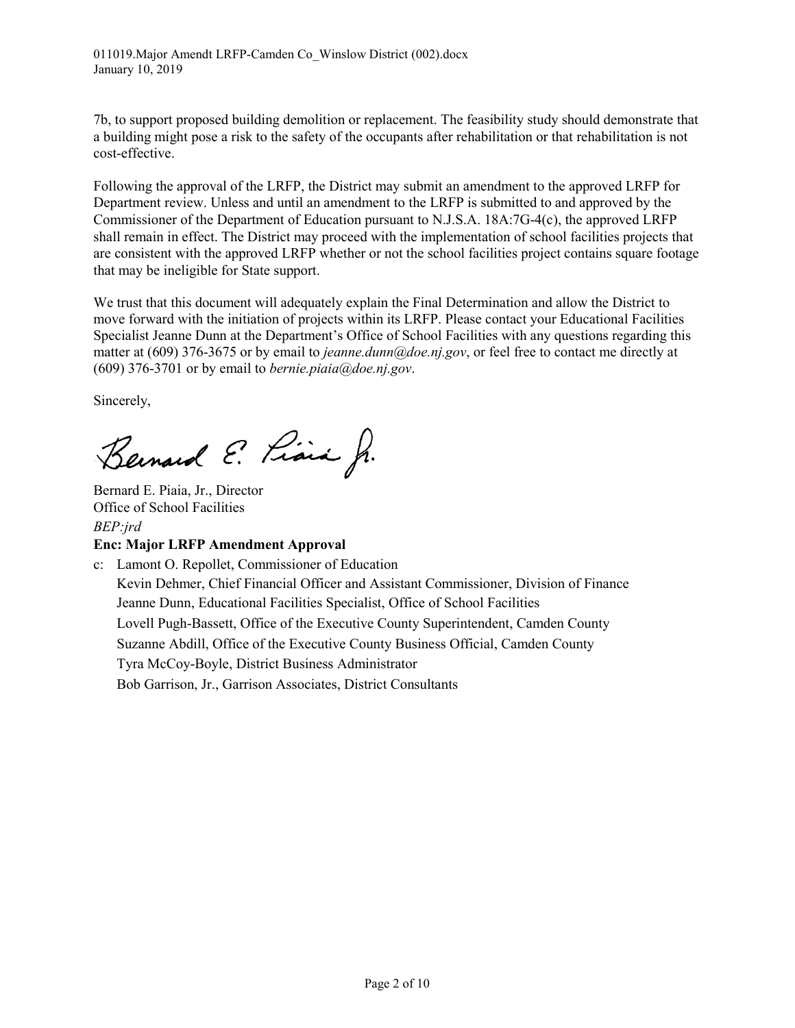7b, to support proposed building demolition or replacement. The feasibility study should demonstrate that a building might pose a risk to the safety of the occupants after rehabilitation or that rehabilitation is not cost-effective.

Following the approval of the LRFP, the District may submit an amendment to the approved LRFP for Department review. Unless and until an amendment to the LRFP is submitted to and approved by the Commissioner of the Department of Education pursuant to N.J.S.A. 18A:7G-4(c), the approved LRFP shall remain in effect. The District may proceed with the implementation of school facilities projects that are consistent with the approved LRFP whether or not the school facilities project contains square footage that may be ineligible for State support.

We trust that this document will adequately explain the Final Determination and allow the District to move forward with the initiation of projects within its LRFP. Please contact your Educational Facilities Specialist Jeanne Dunn at the Department's Office of School Facilities with any questions regarding this matter at (609) 376-3675 or by email to *jeanne.dunn@doe.nj.gov*, or feel free to contact me directly at (609) 376-3701 or by email to *bernie.piaia@doe.nj.gov*.

Sincerely,

Bernard E. Piaia, Jr.

Bernard E. Piaia, Jr., Director
Office of School Facilities
*BEP:jrd*

**Enc: Major LRFP Amendment Approval**

c: Lamont O. Repollet, Commissioner of Education
Kevin Dehmer, Chief Financial Officer and Assistant Commissioner, Division of Finance
Jeanne Dunn, Educational Facilities Specialist, Office of School Facilities
Lovell Pugh-Bassett, Office of the Executive County Superintendent, Camden County
Suzanne Abdill, Office of the Executive County Business Official, Camden County
Tyra McCoy-Boyle, District Business Administrator
Bob Garrison, Jr., Garrison Associates, District Consultants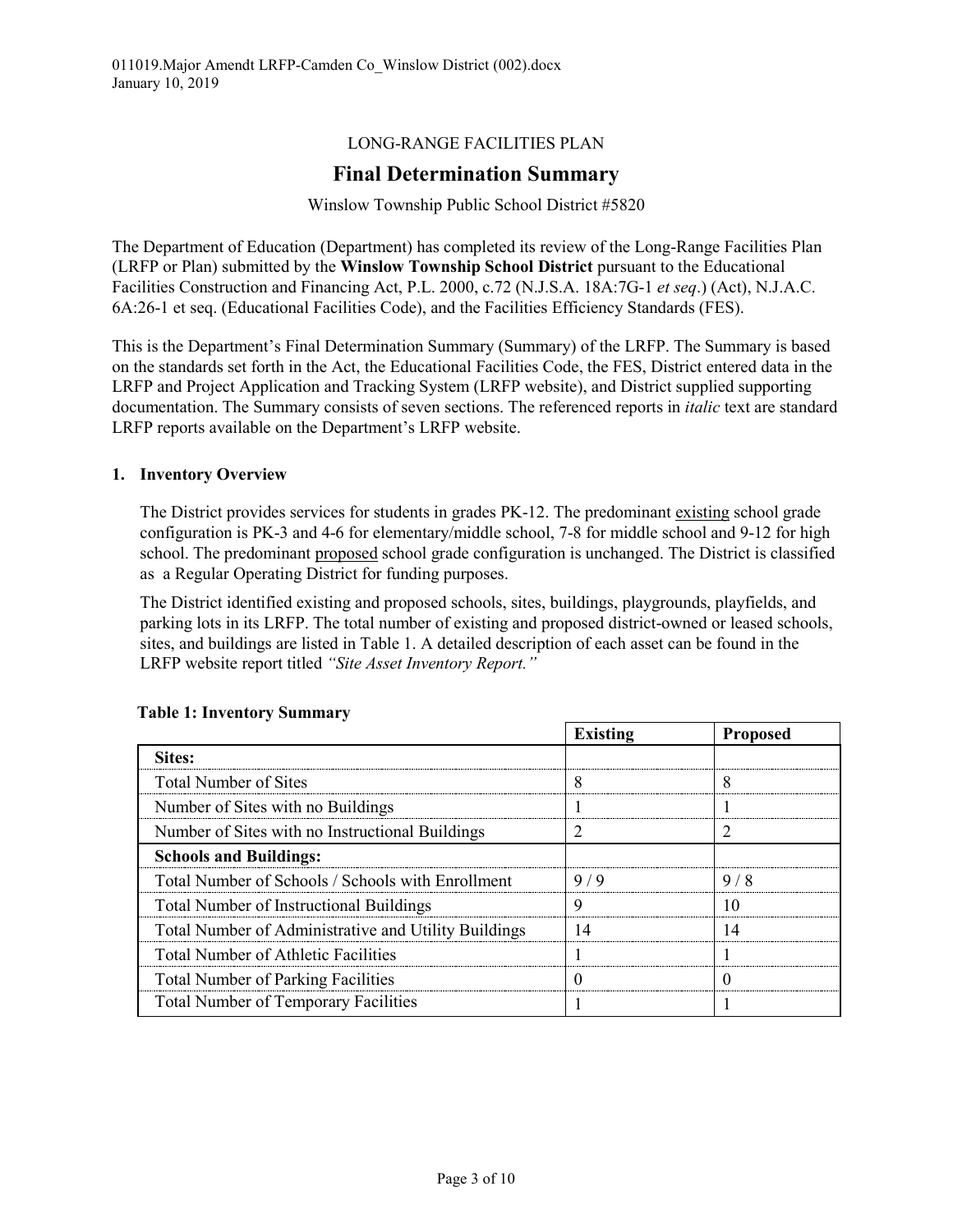011019.Major Amendt LRFP-Camden Co_Winslow District (002).docx
January 10, 2019

LONG-RANGE FACILITIES PLAN

# Final Determination Summary

Winslow Township Public School District #5820

The Department of Education (Department) has completed its review of the Long-Range Facilities Plan (LRFP or Plan) submitted by the **Winslow Township School District** pursuant to the Educational Facilities Construction and Financing Act, P.L. 2000, c.72 (N.J.S.A. 18A:7G-1 *et seq*.) (Act), N.J.A.C. 6A:26-1 et seq. (Educational Facilities Code), and the Facilities Efficiency Standards (FES).

This is the Department's Final Determination Summary (Summary) of the LRFP. The Summary is based on the standards set forth in the Act, the Educational Facilities Code, the FES, District entered data in the LRFP and Project Application and Tracking System (LRFP website), and District supplied supporting documentation. The Summary consists of seven sections. The referenced reports in *italic* text are standard LRFP reports available on the Department's LRFP website.

## 1. Inventory Overview

The District provides services for students in grades PK-12. The predominant existing school grade configuration is PK-3 and 4-6 for elementary/middle school, 7-8 for middle school and 9-12 for high school. The predominant proposed school grade configuration is unchanged. The District is classified as a Regular Operating District for funding purposes.

The District identified existing and proposed schools, sites, buildings, playgrounds, playfields, and parking lots in its LRFP. The total number of existing and proposed district-owned or leased schools, sites, and buildings are listed in Table 1. A detailed description of each asset can be found in the LRFP website report titled *"Site Asset Inventory Report."*

**Table 1: Inventory Summary**

| | Existing | Proposed |
|---|---|---|
| **Sites:** | | |
| Total Number of Sites | 8 | 8 |
| Number of Sites with no Buildings | 1 | 1 |
| Number of Sites with no Instructional Buildings | 2 | 2 |
| **Schools and Buildings:** | | |
| Total Number of Schools / Schools with Enrollment | 9 / 9 | 9 / 8 |
| Total Number of Instructional Buildings | 9 | 10 |
| Total Number of Administrative and Utility Buildings | 14 | 14 |
| Total Number of Athletic Facilities | 1 | 1 |
| Total Number of Parking Facilities | 0 | 0 |
| Total Number of Temporary Facilities | 1 | 1 |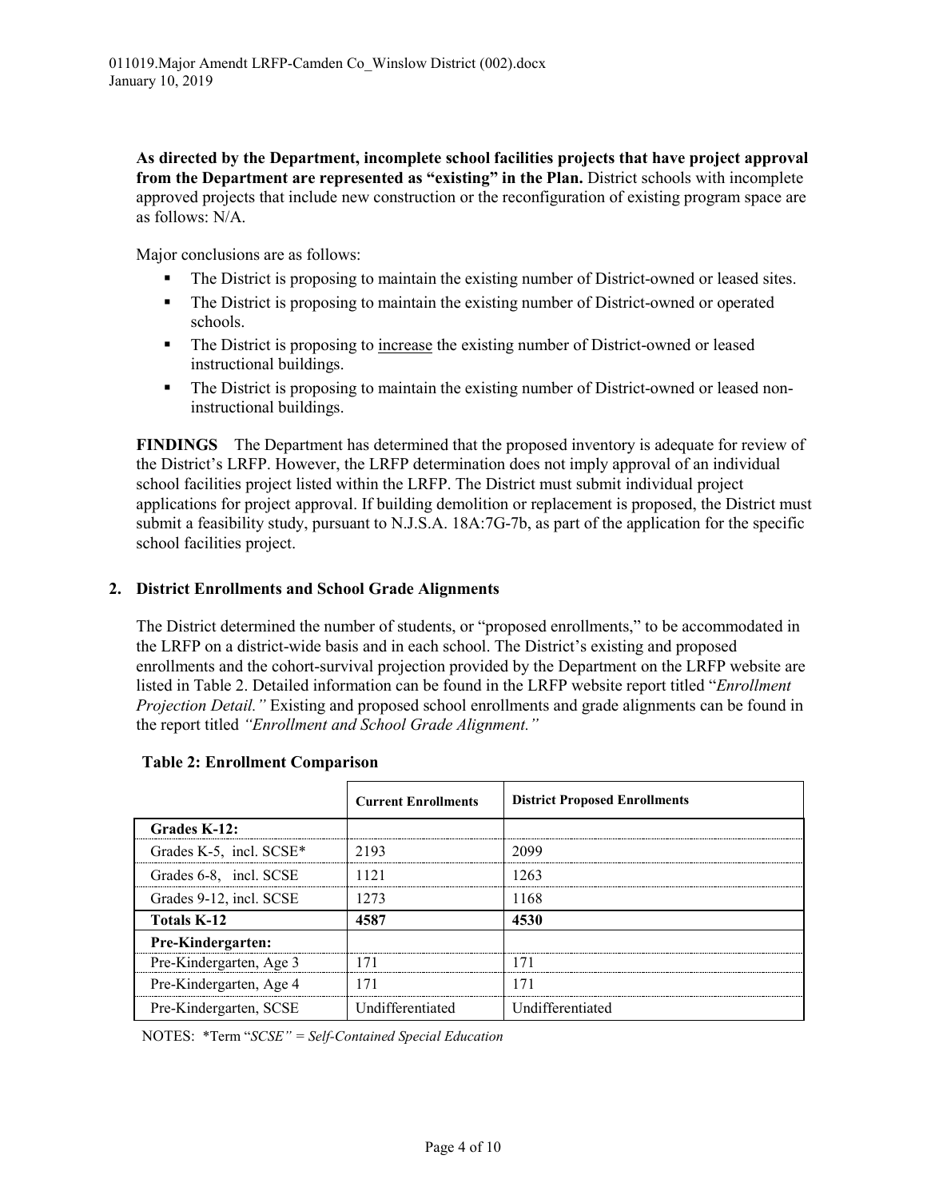**As directed by the Department, incomplete school facilities projects that have project approval from the Department are represented as "existing" in the Plan.** District schools with incomplete approved projects that include new construction or the reconfiguration of existing program space are as follows: N/A.

Major conclusions are as follows:

- The District is proposing to maintain the existing number of District-owned or leased sites.
- The District is proposing to maintain the existing number of District-owned or operated schools.
- The District is proposing to <u>increase</u> the existing number of District-owned or leased instructional buildings.
- The District is proposing to maintain the existing number of District-owned or leased non-instructional buildings.

**FINDINGS** The Department has determined that the proposed inventory is adequate for review of the District's LRFP. However, the LRFP determination does not imply approval of an individual school facilities project listed within the LRFP. The District must submit individual project applications for project approval. If building demolition or replacement is proposed, the District must submit a feasibility study, pursuant to N.J.S.A. 18A:7G-7b, as part of the application for the specific school facilities project.

## 2. District Enrollments and School Grade Alignments

The District determined the number of students, or "proposed enrollments," to be accommodated in the LRFP on a district-wide basis and in each school. The District's existing and proposed enrollments and the cohort-survival projection provided by the Department on the LRFP website are listed in Table 2. Detailed information can be found in the LRFP website report titled "*Enrollment Projection Detail."* Existing and proposed school enrollments and grade alignments can be found in the report titled *"Enrollment and School Grade Alignment."*

**Table 2: Enrollment Comparison**

| | **Current Enrollments** | **District Proposed Enrollments** |
|---|---|---|
| **Grades K-12:** | | |
| Grades K-5, incl. SCSE* | 2193 | 2099 |
| Grades 6-8, incl. SCSE | 1121 | 1263 |
| Grades 9-12, incl. SCSE | 1273 | 1168 |
| **Totals K-12** | **4587** | **4530** |
| **Pre-Kindergarten:** | | |
| Pre-Kindergarten, Age 3 | 171 | 171 |
| Pre-Kindergarten, Age 4 | 171 | 171 |
| Pre-Kindergarten, SCSE | Undifferentiated | Undifferentiated |

NOTES: *Term "*SCSE" = Self-Contained Special Education*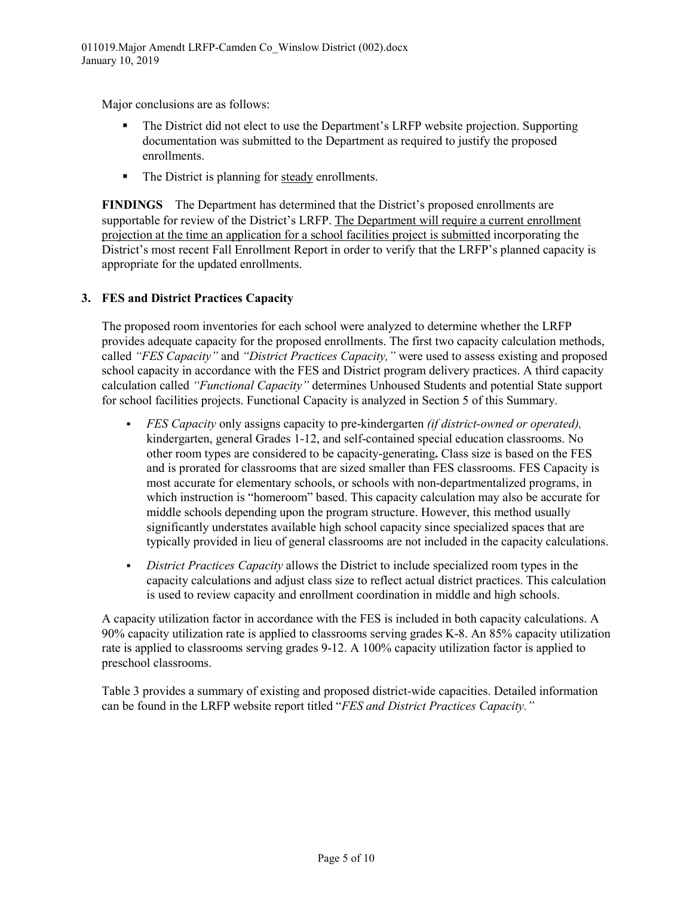Major conclusions are as follows:

- The District did not elect to use the Department's LRFP website projection. Supporting documentation was submitted to the Department as required to justify the proposed enrollments.
- The District is planning for <u>steady</u> enrollments.

**FINDINGS** The Department has determined that the District's proposed enrollments are supportable for review of the District's LRFP. <u>The Department will require a current enrollment projection at the time an application for a school facilities project is submitted</u> incorporating the District's most recent Fall Enrollment Report in order to verify that the LRFP's planned capacity is appropriate for the updated enrollments.

### 3. FES and District Practices Capacity

The proposed room inventories for each school were analyzed to determine whether the LRFP provides adequate capacity for the proposed enrollments. The first two capacity calculation methods, called *"FES Capacity"* and *"District Practices Capacity,"* were used to assess existing and proposed school capacity in accordance with the FES and District program delivery practices. A third capacity calculation called *"Functional Capacity"* determines Unhoused Students and potential State support for school facilities projects. Functional Capacity is analyzed in Section 5 of this Summary.

- *FES Capacity* only assigns capacity to pre-kindergarten *(if district-owned or operated),* kindergarten, general Grades 1-12, and self-contained special education classrooms. No other room types are considered to be capacity-generating**.** Class size is based on the FES and is prorated for classrooms that are sized smaller than FES classrooms. FES Capacity is most accurate for elementary schools, or schools with non-departmentalized programs, in which instruction is "homeroom" based. This capacity calculation may also be accurate for middle schools depending upon the program structure. However, this method usually significantly understates available high school capacity since specialized spaces that are typically provided in lieu of general classrooms are not included in the capacity calculations.
- *District Practices Capacity* allows the District to include specialized room types in the capacity calculations and adjust class size to reflect actual district practices. This calculation is used to review capacity and enrollment coordination in middle and high schools.

A capacity utilization factor in accordance with the FES is included in both capacity calculations. A 90% capacity utilization rate is applied to classrooms serving grades K-8. An 85% capacity utilization rate is applied to classrooms serving grades 9-12. A 100% capacity utilization factor is applied to preschool classrooms.

Table 3 provides a summary of existing and proposed district-wide capacities. Detailed information can be found in the LRFP website report titled "*FES and District Practices Capacity."*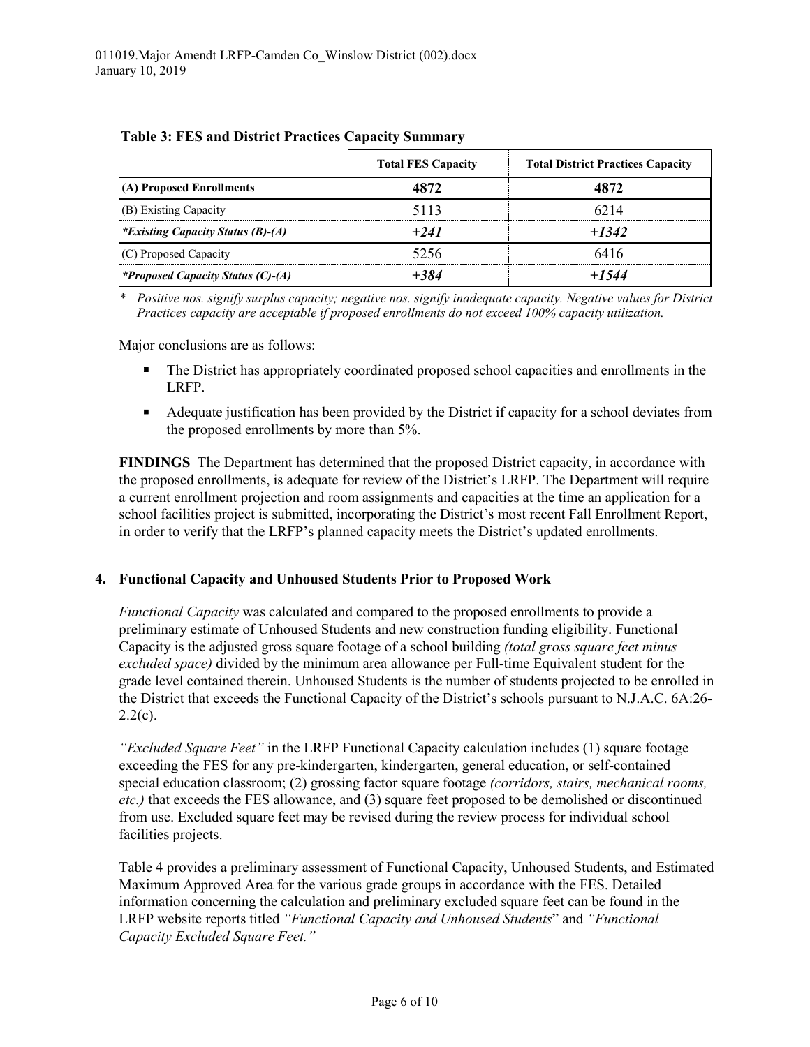**Table 3: FES and District Practices Capacity Summary**

| | Total FES Capacity | Total District Practices Capacity |
|---|---|---|
| **(A) Proposed Enrollments** | **4872** | **4872** |
| (B) Existing Capacity | 5113 | 6214 |
| ***Existing Capacity Status (B)-(A)** | ***+241*** | ***+1342*** |
| (C) Proposed Capacity | 5256 | 6416 |
| ***Proposed Capacity Status (C)-(A)** | ***+384*** | ***+1544*** |

\* *Positive nos. signify surplus capacity; negative nos. signify inadequate capacity. Negative values for District Practices capacity are acceptable if proposed enrollments do not exceed 100% capacity utilization.*

Major conclusions are as follows:

- The District has appropriately coordinated proposed school capacities and enrollments in the LRFP.
- Adequate justification has been provided by the District if capacity for a school deviates from the proposed enrollments by more than 5%.

**FINDINGS** The Department has determined that the proposed District capacity, in accordance with the proposed enrollments, is adequate for review of the District's LRFP. The Department will require a current enrollment projection and room assignments and capacities at the time an application for a school facilities project is submitted, incorporating the District's most recent Fall Enrollment Report, in order to verify that the LRFP's planned capacity meets the District's updated enrollments.

## 4. Functional Capacity and Unhoused Students Prior to Proposed Work

*Functional Capacity* was calculated and compared to the proposed enrollments to provide a preliminary estimate of Unhoused Students and new construction funding eligibility. Functional Capacity is the adjusted gross square footage of a school building *(total gross square feet minus excluded space)* divided by the minimum area allowance per Full-time Equivalent student for the grade level contained therein. Unhoused Students is the number of students projected to be enrolled in the District that exceeds the Functional Capacity of the District's schools pursuant to N.J.A.C. 6A:26-2.2(c).

*"Excluded Square Feet"* in the LRFP Functional Capacity calculation includes (1) square footage exceeding the FES for any pre-kindergarten, kindergarten, general education, or self-contained special education classroom; (2) grossing factor square footage *(corridors, stairs, mechanical rooms, etc.)* that exceeds the FES allowance, and (3) square feet proposed to be demolished or discontinued from use. Excluded square feet may be revised during the review process for individual school facilities projects.

Table 4 provides a preliminary assessment of Functional Capacity, Unhoused Students, and Estimated Maximum Approved Area for the various grade groups in accordance with the FES. Detailed information concerning the calculation and preliminary excluded square feet can be found in the LRFP website reports titled *"Functional Capacity and Unhoused Students"* and *"Functional Capacity Excluded Square Feet."*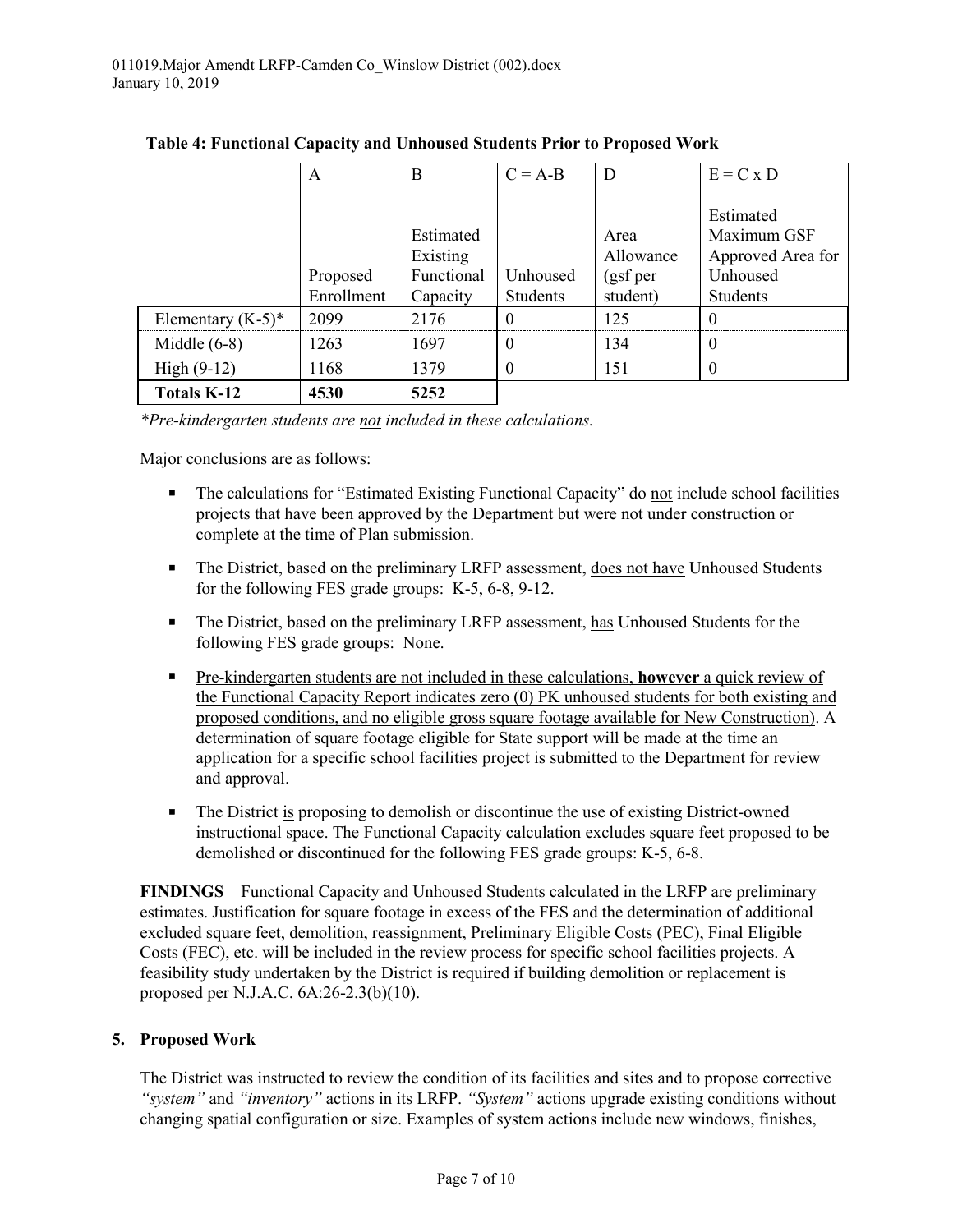011019.Major Amendt LRFP-Camden Co_Winslow District (002).docx
January 10, 2019

**Table 4: Functional Capacity and Unhoused Students Prior to Proposed Work**

| | A<br><br>Proposed Enrollment | B<br><br>Estimated Existing Functional Capacity | C = A-B<br><br>Unhoused Students | D<br><br>Area Allowance (gsf per student) | E = C x D<br><br>Estimated Maximum GSF Approved Area for Unhoused Students |
|---|---|---|---|---|---|
| Elementary (K-5)* | 2099 | 2176 | 0 | 125 | 0 |
| Middle (6-8) | 1263 | 1697 | 0 | 134 | 0 |
| High (9-12) | 1168 | 1379 | 0 | 151 | 0 |
| **Totals K-12** | **4530** | **5252** | | | |

*\*Pre-kindergarten students are not included in these calculations.*

Major conclusions are as follows:

- The calculations for "Estimated Existing Functional Capacity" do not include school facilities projects that have been approved by the Department but were not under construction or complete at the time of Plan submission.
- The District, based on the preliminary LRFP assessment, does not have Unhoused Students for the following FES grade groups: K-5, 6-8, 9-12.
- The District, based on the preliminary LRFP assessment, has Unhoused Students for the following FES grade groups: None.
- Pre-kindergarten students are not included in these calculations, **however** a quick review of the Functional Capacity Report indicates zero (0) PK unhoused students for both existing and proposed conditions, and no eligible gross square footage available for New Construction). A determination of square footage eligible for State support will be made at the time an application for a specific school facilities project is submitted to the Department for review and approval.
- The District is proposing to demolish or discontinue the use of existing District-owned instructional space. The Functional Capacity calculation excludes square feet proposed to be demolished or discontinued for the following FES grade groups: K-5, 6-8.

**FINDINGS** Functional Capacity and Unhoused Students calculated in the LRFP are preliminary estimates. Justification for square footage in excess of the FES and the determination of additional excluded square feet, demolition, reassignment, Preliminary Eligible Costs (PEC), Final Eligible Costs (FEC), etc. will be included in the review process for specific school facilities projects. A feasibility study undertaken by the District is required if building demolition or replacement is proposed per N.J.A.C. 6A:26-2.3(b)(10).

## 5. Proposed Work

The District was instructed to review the condition of its facilities and sites and to propose corrective *"system"* and *"inventory"* actions in its LRFP. *"System"* actions upgrade existing conditions without changing spatial configuration or size. Examples of system actions include new windows, finishes,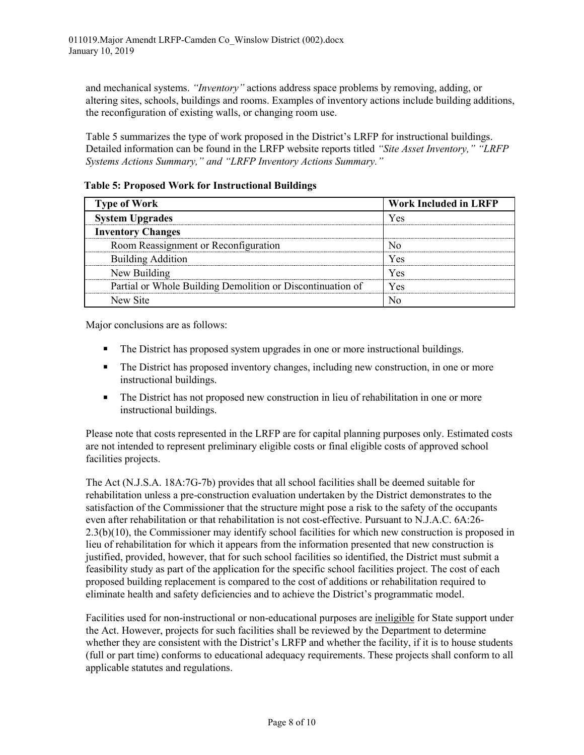and mechanical systems. *"Inventory"* actions address space problems by removing, adding, or altering sites, schools, buildings and rooms. Examples of inventory actions include building additions, the reconfiguration of existing walls, or changing room use.

Table 5 summarizes the type of work proposed in the District's LRFP for instructional buildings. Detailed information can be found in the LRFP website reports titled *"Site Asset Inventory," "LRFP Systems Actions Summary," and "LRFP Inventory Actions Summary."*

**Table 5: Proposed Work for Instructional Buildings**

| Type of Work | Work Included in LRFP |
|---|---|
| **System Upgrades** | Yes |
| **Inventory Changes** | |
| Room Reassignment or Reconfiguration | No |
| Building Addition | Yes |
| New Building | Yes |
| Partial or Whole Building Demolition or Discontinuation of | Yes |
| New Site | No |

Major conclusions are as follows:

- The District has proposed system upgrades in one or more instructional buildings.
- The District has proposed inventory changes, including new construction, in one or more instructional buildings.
- The District has not proposed new construction in lieu of rehabilitation in one or more instructional buildings.

Please note that costs represented in the LRFP are for capital planning purposes only. Estimated costs are not intended to represent preliminary eligible costs or final eligible costs of approved school facilities projects.

The Act (N.J.S.A. 18A:7G-7b) provides that all school facilities shall be deemed suitable for rehabilitation unless a pre-construction evaluation undertaken by the District demonstrates to the satisfaction of the Commissioner that the structure might pose a risk to the safety of the occupants even after rehabilitation or that rehabilitation is not cost-effective. Pursuant to N.J.A.C. 6A:26-2.3(b)(10), the Commissioner may identify school facilities for which new construction is proposed in lieu of rehabilitation for which it appears from the information presented that new construction is justified, provided, however, that for such school facilities so identified, the District must submit a feasibility study as part of the application for the specific school facilities project. The cost of each proposed building replacement is compared to the cost of additions or rehabilitation required to eliminate health and safety deficiencies and to achieve the District's programmatic model.

Facilities used for non-instructional or non-educational purposes are <u>ineligible</u> for State support under the Act. However, projects for such facilities shall be reviewed by the Department to determine whether they are consistent with the District's LRFP and whether the facility, if it is to house students (full or part time) conforms to educational adequacy requirements. These projects shall conform to all applicable statutes and regulations.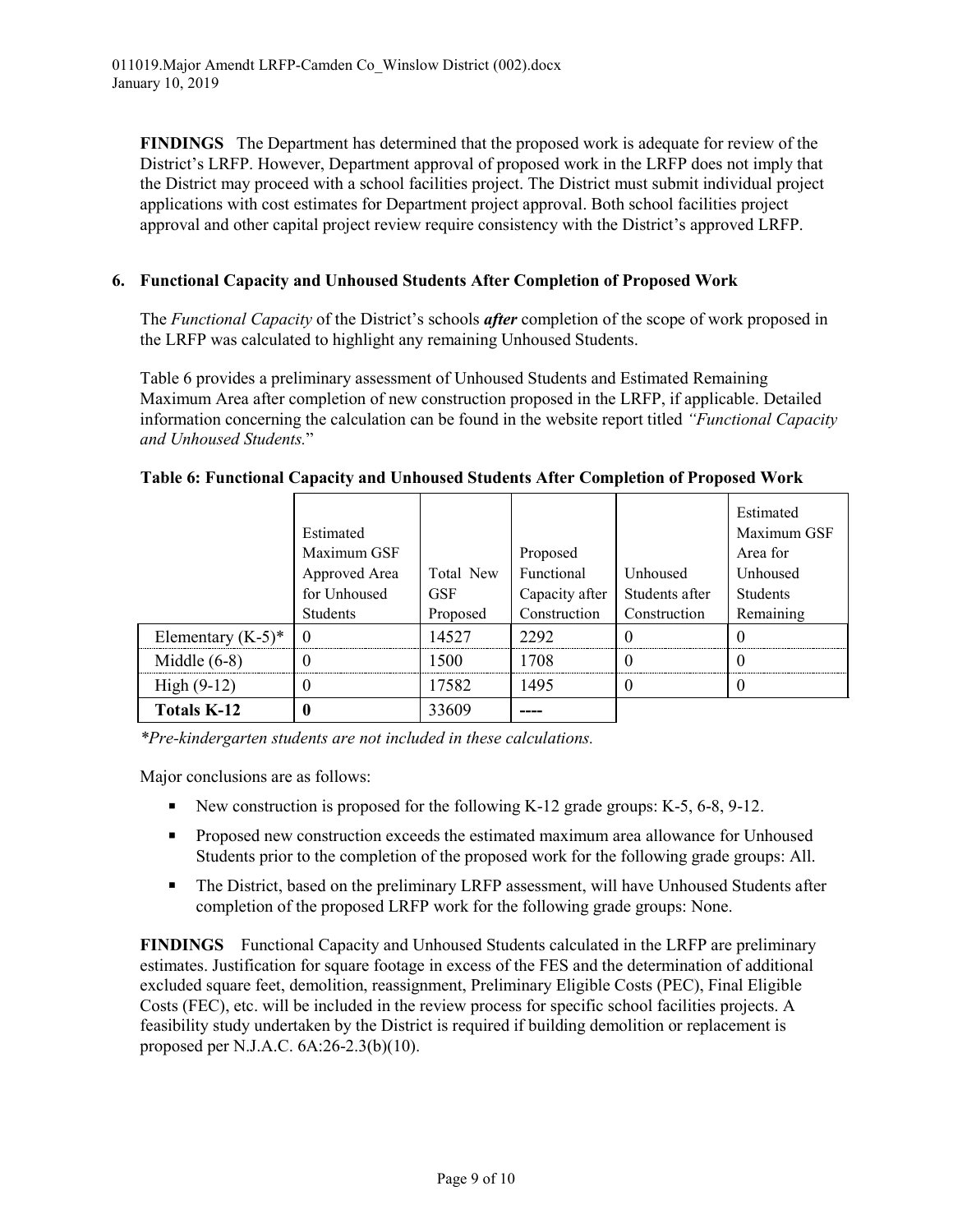**FINDINGS** The Department has determined that the proposed work is adequate for review of the District's LRFP. However, Department approval of proposed work in the LRFP does not imply that the District may proceed with a school facilities project. The District must submit individual project applications with cost estimates for Department project approval. Both school facilities project approval and other capital project review require consistency with the District's approved LRFP.

### 6. Functional Capacity and Unhoused Students After Completion of Proposed Work

The *Functional Capacity* of the District's schools ***after*** completion of the scope of work proposed in the LRFP was calculated to highlight any remaining Unhoused Students.

Table 6 provides a preliminary assessment of Unhoused Students and Estimated Remaining Maximum Area after completion of new construction proposed in the LRFP, if applicable. Detailed information concerning the calculation can be found in the website report titled *"Functional Capacity and Unhoused Students."*

**Table 6: Functional Capacity and Unhoused Students After Completion of Proposed Work**

| | Estimated Maximum GSF Approved Area for Unhoused Students | Total New GSF Proposed | Proposed Functional Capacity after Construction | Unhoused Students after Construction | Estimated Maximum GSF Area for Unhoused Students Remaining |
|---|---|---|---|---|---|
| Elementary (K-5)* | 0 | 14527 | 2292 | 0 | 0 |
| Middle (6-8) | 0 | 1500 | 1708 | 0 | 0 |
| High (9-12) | 0 | 17582 | 1495 | 0 | 0 |
| **Totals K-12** | **0** | 33609 | ---- | | |

*\*Pre-kindergarten students are not included in these calculations.*

Major conclusions are as follows:

- New construction is proposed for the following K-12 grade groups: K-5, 6-8, 9-12.
- Proposed new construction exceeds the estimated maximum area allowance for Unhoused Students prior to the completion of the proposed work for the following grade groups: All.
- The District, based on the preliminary LRFP assessment, will have Unhoused Students after completion of the proposed LRFP work for the following grade groups: None.

**FINDINGS** Functional Capacity and Unhoused Students calculated in the LRFP are preliminary estimates. Justification for square footage in excess of the FES and the determination of additional excluded square feet, demolition, reassignment, Preliminary Eligible Costs (PEC), Final Eligible Costs (FEC), etc. will be included in the review process for specific school facilities projects. A feasibility study undertaken by the District is required if building demolition or replacement is proposed per N.J.A.C. 6A:26-2.3(b)(10).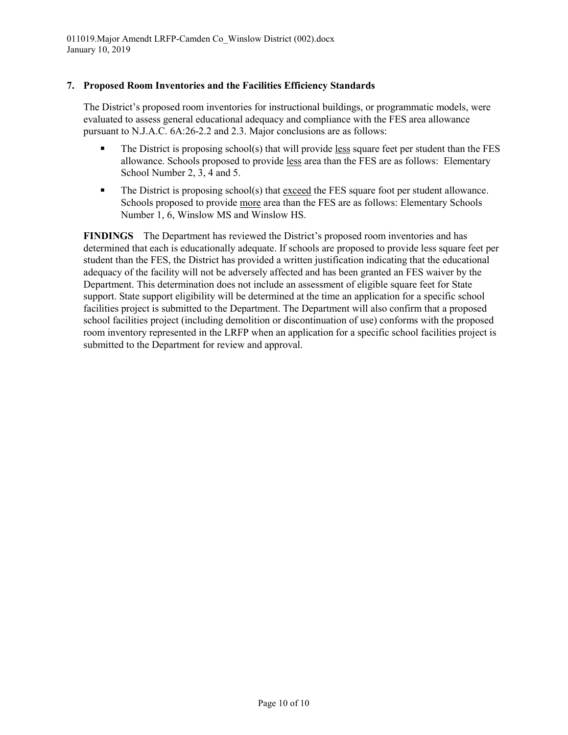### 7. Proposed Room Inventories and the Facilities Efficiency Standards

The District's proposed room inventories for instructional buildings, or programmatic models, were evaluated to assess general educational adequacy and compliance with the FES area allowance pursuant to N.J.A.C. 6A:26-2.2 and 2.3. Major conclusions are as follows:

- The District is proposing school(s) that will provide less square feet per student than the FES allowance. Schools proposed to provide less area than the FES are as follows: Elementary School Number 2, 3, 4 and 5.
- The District is proposing school(s) that exceed the FES square foot per student allowance. Schools proposed to provide more area than the FES are as follows: Elementary Schools Number 1, 6, Winslow MS and Winslow HS.

**FINDINGS** The Department has reviewed the District's proposed room inventories and has determined that each is educationally adequate. If schools are proposed to provide less square feet per student than the FES, the District has provided a written justification indicating that the educational adequacy of the facility will not be adversely affected and has been granted an FES waiver by the Department. This determination does not include an assessment of eligible square feet for State support. State support eligibility will be determined at the time an application for a specific school facilities project is submitted to the Department. The Department will also confirm that a proposed school facilities project (including demolition or discontinuation of use) conforms with the proposed room inventory represented in the LRFP when an application for a specific school facilities project is submitted to the Department for review and approval.